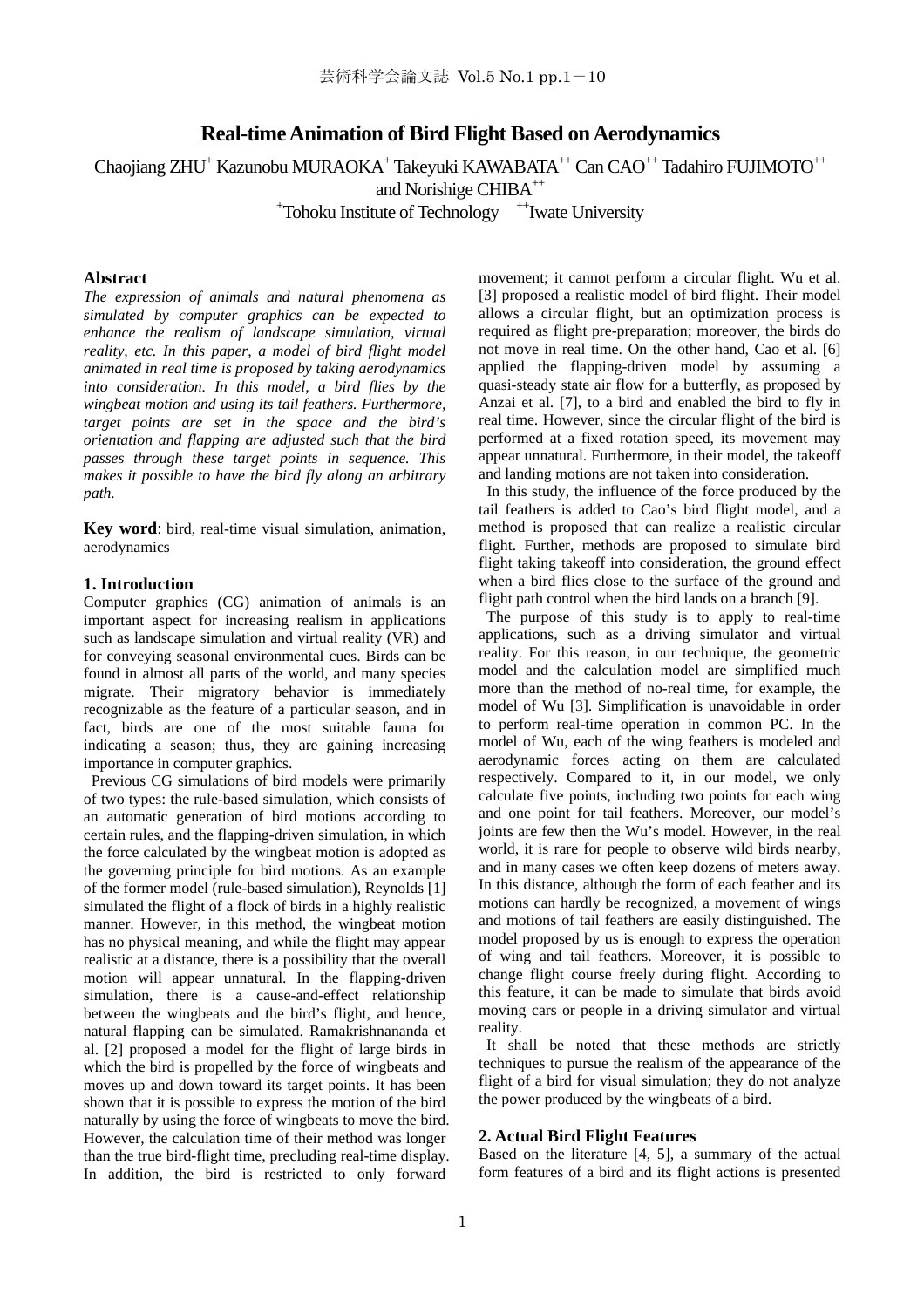# Real-time Animation of Bird Flight Based on Aerodynamics

Chaojiang ZHU[+] Kazunobu MURAOKA[+] Takeyuki KAWABATA[++] Can CAO[++] Tadahiro FUJIMOTO[++] and Norishige CHIBA[++]

[+]Tohoku Institute of Technology [++]Iwate University

### Abstract

*The expression of animals and natural phenomena as simulated by computer graphics can be expected to enhance the realism of landscape simulation, virtual reality, etc. In this paper, a model of bird flight model animated in real time is proposed by taking aerodynamics into consideration. In this model, a bird flies by the wingbeat motion and using its tail feathers. Furthermore, target points are set in the space and the bird's orientation and flapping are adjusted such that the bird passes through these target points in sequence. This makes it possible to have the bird fly along an arbitrary path.*

**Key word**: bird, real-time visual simulation, animation, aerodynamics

## 1. Introduction

Computer graphics (CG) animation of animals is an important aspect for increasing realism in applications such as landscape simulation and virtual reality (VR) and for conveying seasonal environmental cues. Birds can be found in almost all parts of the world, and many species migrate. Their migratory behavior is immediately recognizable as the feature of a particular season, and in fact, birds are one of the most suitable fauna for indicating a season; thus, they are gaining increasing importance in computer graphics.

Previous CG simulations of bird models were primarily of two types: the rule-based simulation, which consists of an automatic generation of bird motions according to certain rules, and the flapping-driven simulation, in which the force calculated by the wingbeat motion is adopted as the governing principle for bird motions. As an example of the former model (rule-based simulation), Reynolds [1] simulated the flight of a flock of birds in a highly realistic manner. However, in this method, the wingbeat motion has no physical meaning, and while the flight may appear realistic at a distance, there is a possibility that the overall motion will appear unnatural. In the flapping-driven simulation, there is a cause-and-effect relationship between the wingbeats and the bird's flight, and hence, natural flapping can be simulated. Ramakrishnananda et al. [2] proposed a model for the flight of large birds in which the bird is propelled by the force of wingbeats and moves up and down toward its target points. It has been shown that it is possible to express the motion of the bird naturally by using the force of wingbeats to move the bird. However, the calculation time of their method was longer than the true bird-flight time, precluding real-time display. In addition, the bird is restricted to only forward movement; it cannot perform a circular flight. Wu et al. [3] proposed a realistic model of bird flight. Their model allows a circular flight, but an optimization process is required as flight pre-preparation; moreover, the birds do not move in real time. On the other hand, Cao et al. [6] applied the flapping-driven model by assuming a quasi-steady state air flow for a butterfly, as proposed by Anzai et al. [7], to a bird and enabled the bird to fly in real time. However, since the circular flight of the bird is performed at a fixed rotation speed, its movement may appear unnatural. Furthermore, in their model, the takeoff and landing motions are not taken into consideration.

In this study, the influence of the force produced by the tail feathers is added to Cao's bird flight model, and a method is proposed that can realize a realistic circular flight. Further, methods are proposed to simulate bird flight taking takeoff into consideration, the ground effect when a bird flies close to the surface of the ground and flight path control when the bird lands on a branch [9].

The purpose of this study is to apply to real-time applications, such as a driving simulator and virtual reality. For this reason, in our technique, the geometric model and the calculation model are simplified much more than the method of no-real time, for example, the model of Wu [3]. Simplification is unavoidable in order to perform real-time operation in common PC. In the model of Wu, each of the wing feathers is modeled and aerodynamic forces acting on them are calculated respectively. Compared to it, in our model, we only calculate five points, including two points for each wing and one point for tail feathers. Moreover, our model's joints are few then the Wu's model. However, in the real world, it is rare for people to observe wild birds nearby, and in many cases we often keep dozens of meters away. In this distance, although the form of each feather and its motions can hardly be recognized, a movement of wings and motions of tail feathers are easily distinguished. The model proposed by us is enough to express the operation of wing and tail feathers. Moreover, it is possible to change flight course freely during flight. According to this feature, it can be made to simulate that birds avoid moving cars or people in a driving simulator and virtual reality.

It shall be noted that these methods are strictly techniques to pursue the realism of the appearance of the flight of a bird for visual simulation; they do not analyze the power produced by the wingbeats of a bird.

## 2. Actual Bird Flight Features

Based on the literature [4, 5], a summary of the actual form features of a bird and its flight actions is presented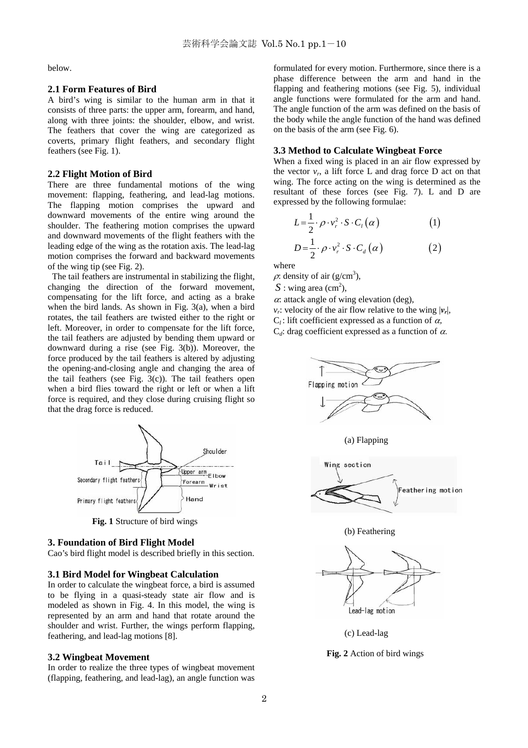below.

### 2.1 Form Features of Bird

A bird's wing is similar to the human arm in that it consists of three parts: the upper arm, forearm, and hand, along with three joints: the shoulder, elbow, and wrist. The feathers that cover the wing are categorized as coverts, primary flight feathers, and secondary flight feathers (see Fig. 1).

### 2.2 Flight Motion of Bird

There are three fundamental motions of the wing movement: flapping, feathering, and lead-lag motions. The flapping motion comprises the upward and downward movements of the entire wing around the shoulder. The feathering motion comprises the upward and downward movements of the flight feathers with the leading edge of the wing as the rotation axis. The lead-lag motion comprises the forward and backward movements of the wing tip (see Fig. 2).

The tail feathers are instrumental in stabilizing the flight, changing the direction of the forward movement, compensating for the lift force, and acting as a brake when the bird lands. As shown in Fig. 3(a), when a bird rotates, the tail feathers are twisted either to the right or left. Moreover, in order to compensate for the lift force, the tail feathers are adjusted by bending them upward or downward during a rise (see Fig. 3(b)). Moreover, the force produced by the tail feathers is altered by adjusting the opening-and-closing angle and changing the area of the tail feathers (see Fig. 3(c)). The tail feathers open when a bird flies toward the right or left or when a lift force is required, and they close during cruising flight so that the drag force is reduced.

**Fig. 1** Structure of bird wings

## 3. Foundation of Bird Flight Model

Cao's bird flight model is described briefly in this section.

### 3.1 Bird Model for Wingbeat Calculation

In order to calculate the wingbeat force, a bird is assumed to be flying in a quasi-steady state air flow and is modeled as shown in Fig. 4. In this model, the wing is represented by an arm and hand that rotate around the shoulder and wrist. Further, the wings perform flapping, feathering, and lead-lag motions [8].

### 3.2 Wingbeat Movement

In order to realize the three types of wingbeat movement (flapping, feathering, and lead-lag), an angle function was formulated for every motion. Furthermore, since there is a phase difference between the arm and hand in the flapping and feathering motions (see Fig. 5), individual angle functions were formulated for the arm and hand. The angle function of the arm was defined on the basis of the body while the angle function of the hand was defined on the basis of the arm (see Fig. 6).

### 3.3 Method to Calculate Wingbeat Force

When a fixed wing is placed in an air flow expressed by the vector $v_r$, a lift force L and drag force D act on that wing. The force acting on the wing is determined as the resultant of these forces (see Fig. 7). L and D are expressed by the following formulae:

$$L = \frac{1}{2} \cdot \rho \cdot v_r^2 \cdot S \cdot C_l(\alpha) \qquad (1)$$

$$D = \frac{1}{2} \cdot \rho \cdot v_r^2 \cdot S \cdot C_d(\alpha) \qquad (2)$$

where

$\rho$: density of air (g/cm$^3$),

$S$ : wing area (cm$^2$),

$\alpha$: attack angle of wing elevation (deg),

$v_r$: velocity of the air flow relative to the wing $|\boldsymbol{v}_r|$,

$C_l$ : lift coefficient expressed as a function of $\alpha$,

$C_d$: drag coefficient expressed as a function of $\alpha$.

(a) Flapping

(b) Feathering

(c) Lead-lag

**Fig. 2** Action of bird wings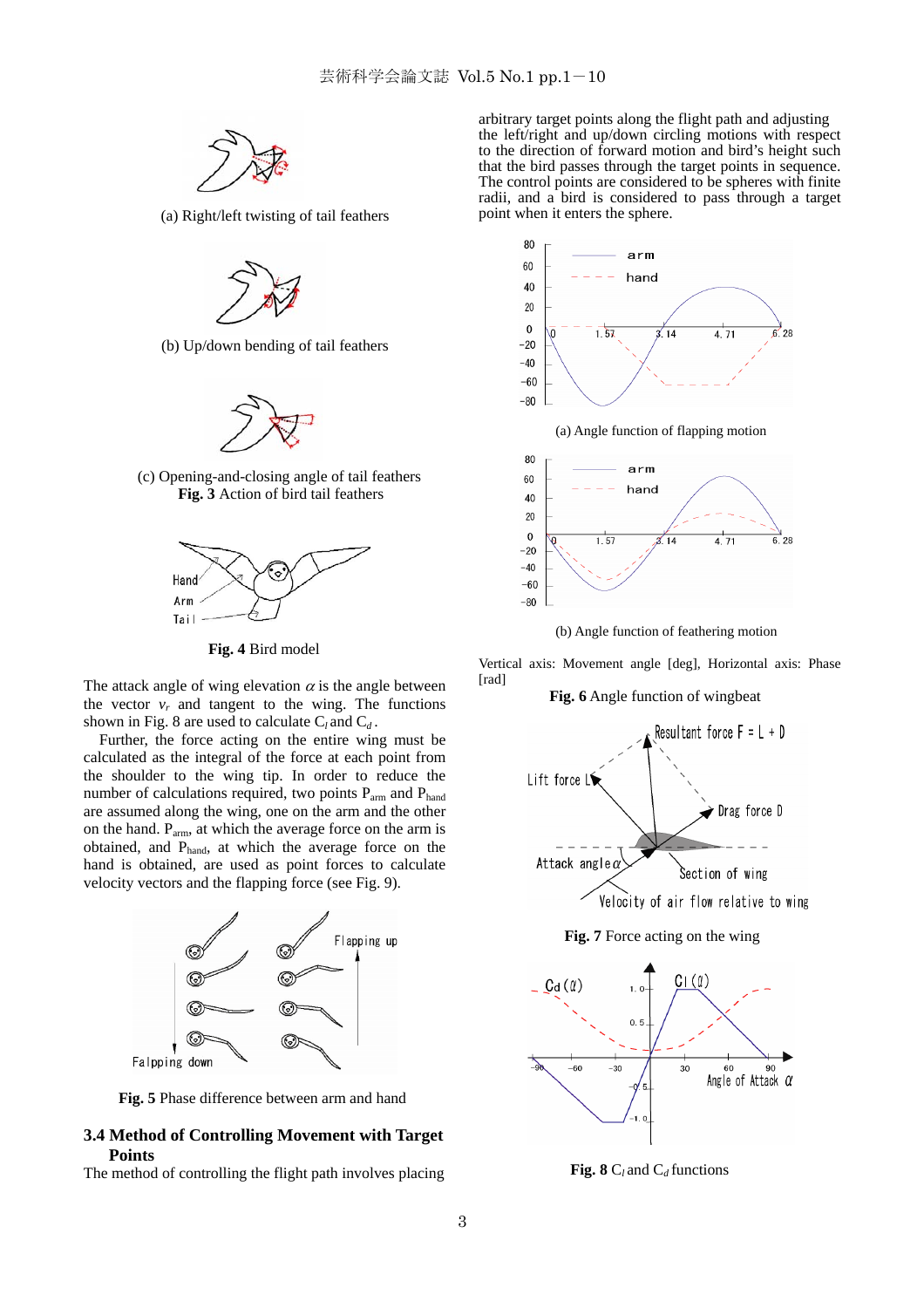(a) Right/left twisting of tail feathers

(b) Up/down bending of tail feathers

(c) Opening-and-closing angle of tail feathers

**Fig. 3** Action of bird tail feathers

**Fig. 4** Bird model

The attack angle of wing elevation $\alpha$ is the angle between the vector $v_r$ and tangent to the wing. The functions shown in Fig. 8 are used to calculate $C_l$ and $C_d$.

Further, the force acting on the entire wing must be calculated as the integral of the force at each point from the shoulder to the wing tip. In order to reduce the number of calculations required, two points $P_{arm}$ and $P_{hand}$ are assumed along the wing, one on the arm and the other on the hand. $P_{arm}$, at which the average force on the arm is obtained, and $P_{hand}$, at which the average force on the hand is obtained, are used as point forces to calculate velocity vectors and the flapping force (see Fig. 9).

**Fig. 5** Phase difference between arm and hand

## 3.4 Method of Controlling Movement with Target Points

The method of controlling the flight path involves placing arbitrary target points along the flight path and adjusting the left/right and up/down circling motions with respect to the direction of forward motion and bird's height such that the bird passes through the target points in sequence. The control points are considered to be spheres with finite radii, and a bird is considered to pass through a target point when it enters the sphere.

(a) Angle function of flapping motion

(b) Angle function of feathering motion

Vertical axis: Movement angle [deg], Horizontal axis: Phase [rad]

**Fig. 6** Angle function of wingbeat

**Fig. 7** Force acting on the wing

**Fig. 8** $C_l$ and $C_d$ functions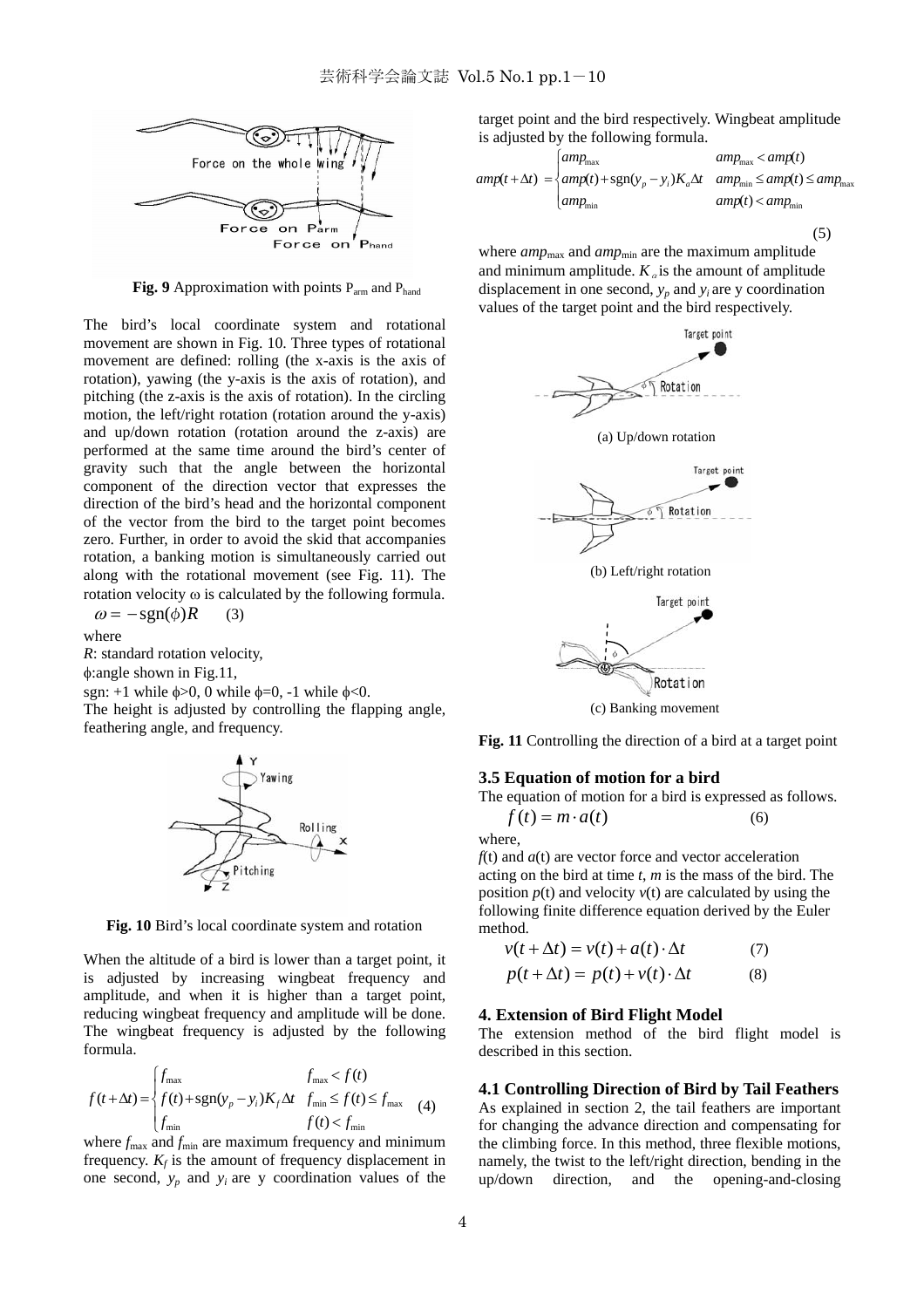**Fig. 9** Approximation with points $P_{arm}$ and $P_{hand}$

The bird's local coordinate system and rotational movement are shown in Fig. 10. Three types of rotational movement are defined: rolling (the x-axis is the axis of rotation), yawing (the y-axis is the axis of rotation), and pitching (the z-axis is the axis of rotation). In the circling motion, the left/right rotation (rotation around the y-axis) and up/down rotation (rotation around the z-axis) are performed at the same time around the bird's center of gravity such that the angle between the horizontal component of the direction vector that expresses the direction of the bird's head and the horizontal component of the vector from the bird to the target point becomes zero. Further, in order to avoid the skid that accompanies rotation, a banking motion is simultaneously carried out along with the rotational movement (see Fig. 11). The rotation velocity ω is calculated by the following formula.

$$\omega = -\mathrm{sgn}(\phi)R \qquad (3)$$

where

$R$: standard rotation velocity,

$\phi$:angle shown in Fig.11,

sgn: +1 while $\phi>0$, 0 while $\phi=0$, -1 while $\phi<0$.

The height is adjusted by controlling the flapping angle, feathering angle, and frequency.

**Fig. 10** Bird's local coordinate system and rotation

When the altitude of a bird is lower than a target point, it is adjusted by increasing wingbeat frequency and amplitude, and when it is higher than a target point, reducing wingbeat frequency and amplitude will be done. The wingbeat frequency is adjusted by the following formula.

$$f(t+\Delta t)=\begin{cases} f_{\max} & f_{\max}<f(t) \\ f(t)+\mathrm{sgn}(y_p-y_i)K_f\Delta t & f_{\min}\le f(t)\le f_{\max} \\ f_{\min} & f(t)<f_{\min}\end{cases} \qquad (4)$$

where $f_{\max}$ and $f_{\min}$ are maximum frequency and minimum frequency. $K_f$ is the amount of frequency displacement in one second, $y_p$ and $y_i$ are y coordination values of the target point and the bird respectively. Wingbeat amplitude is adjusted by the following formula.

$$amp(t+\Delta t)=\begin{cases} amp_{\max} & amp_{\max}<amp(t) \\ amp(t)+\mathrm{sgn}(y_p-y_i)K_a\Delta t & amp_{\min}\le amp(t)\le amp_{\max} \\ amp_{\min} & amp(t)<amp_{\min}\end{cases} \qquad (5)$$

where $amp_{\max}$ and $amp_{\min}$ are the maximum amplitude and minimum amplitude. $K_a$ is the amount of amplitude displacement in one second, $y_p$ and $y_i$ are y coordination values of the target point and the bird respectively.

(a) Up/down rotation

(b) Left/right rotation

(c) Banking movement

**Fig. 11** Controlling the direction of a bird at a target point

### 3.5 Equation of motion for a bird

The equation of motion for a bird is expressed as follows.

$$f(t) = m \cdot a(t) \qquad (6)$$

where,

$f(t)$ and $a(t)$ are vector force and vector acceleration acting on the bird at time $t$, $m$ is the mass of the bird. The position $p(t)$ and velocity $v(t)$ are calculated by using the following finite difference equation derived by the Euler method.

$$v(t+\Delta t) = v(t) + a(t) \cdot \Delta t \qquad (7)$$

$$p(t+\Delta t) = p(t) + v(t) \cdot \Delta t \qquad (8)$$

## 4. Extension of Bird Flight Model

The extension method of the bird flight model is described in this section.

### 4.1 Controlling Direction of Bird by Tail Feathers

As explained in section 2, the tail feathers are important for changing the advance direction and compensating for the climbing force. In this method, three flexible motions, namely, the twist to the left/right direction, bending in the up/down direction, and the opening-and-closing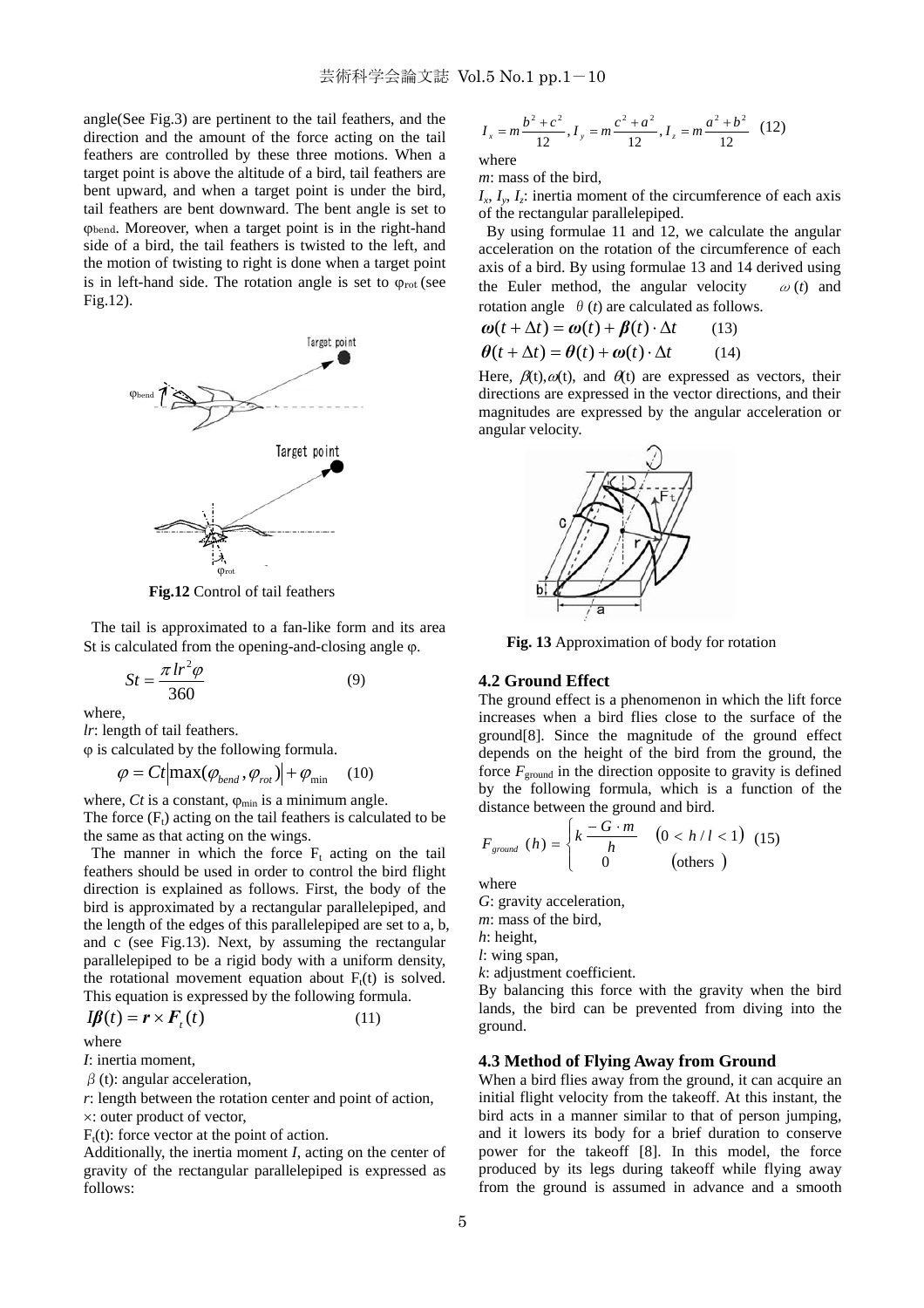angle(See Fig.3) are pertinent to the tail feathers, and the direction and the amount of the force acting on the tail feathers are controlled by these three motions. When a target point is above the altitude of a bird, tail feathers are bent upward, and when a target point is under the bird, tail feathers are bent downward. The bent angle is set to $\varphi_{bend}$. Moreover, when a target point is in the right-hand side of a bird, the tail feathers is twisted to the left, and the motion of twisting to right is done when a target point is in left-hand side. The rotation angle is set to $\varphi_{rot}$ (see Fig.12).

**Fig.12** Control of tail feathers

The tail is approximated to a fan-like form and its area St is calculated from the opening-and-closing angle φ.

$$St = \frac{\pi l r^2 \varphi}{360} \qquad (9)$$

where,

*lr*: length of tail feathers.

φ is calculated by the following formula.

$$\varphi = Ct\left|\max(\varphi_{bend}, \varphi_{rot})\right| + \varphi_{\min} \qquad (10)$$

where, *Ct* is a constant, $\varphi_{min}$ is a minimum angle.

The force ($F_t$) acting on the tail feathers is calculated to be the same as that acting on the wings.

The manner in which the force $F_t$ acting on the tail feathers should be used in order to control the bird flight direction is explained as follows. First, the body of the bird is approximated by a rectangular parallelepiped, and the length of the edges of this parallelepiped are set to a, b, and c (see Fig.13). Next, by assuming the rectangular parallelepiped to be a rigid body with a uniform density, the rotational movement equation about $F_t(t)$ is solved. This equation is expressed by the following formula.

$$I\boldsymbol{\beta}(t) = \boldsymbol{r} \times \boldsymbol{F}_t(t) \qquad (11)$$

where

*I*: inertia moment,

$\beta$ (t): angular acceleration,

*r*: length between the rotation center and point of action,

×: outer product of vector,

$F_t(t)$: force vector at the point of action.

Additionally, the inertia moment *I*, acting on the center of gravity of the rectangular parallelepiped is expressed as follows:

$$I_x = m\frac{b^2 + c^2}{12}, I_y = m\frac{c^2 + a^2}{12}, I_z = m\frac{a^2 + b^2}{12} \quad (12)$$

where

*m*: mass of the bird,

$I_x$, $I_y$, $I_z$: inertia moment of the circumference of each axis of the rectangular parallelepiped.

By using formulae 11 and 12, we calculate the angular acceleration on the rotation of the circumference of each axis of a bird. By using formulae 13 and 14 derived using the Euler method, the angular velocity $\omega(t)$ and rotation angle $\theta(t)$ are calculated as follows.

$$\boldsymbol{\omega}(t + \Delta t) = \boldsymbol{\omega}(t) + \boldsymbol{\beta}(t) \cdot \Delta t \qquad (13)$$

$$\boldsymbol{\theta}(t + \Delta t) = \boldsymbol{\theta}(t) + \boldsymbol{\omega}(t) \cdot \Delta t \qquad (14)$$

Here, $\beta(t)$, $\omega(t)$, and $\theta(t)$ are expressed as vectors, their directions are expressed in the vector directions, and their magnitudes are expressed by the angular acceleration or angular velocity.

**Fig. 13** Approximation of body for rotation

### 4.2 Ground Effect

The ground effect is a phenomenon in which the lift force increases when a bird flies close to the surface of the ground[8]. Since the magnitude of the ground effect depends on the height of the bird from the ground, the force $F_{ground}$ in the direction opposite to gravity is defined by the following formula, which is a function of the distance between the ground and bird.

$$F_{ground}(h) = \begin{cases} k\dfrac{-G \cdot m}{h} & (0 < h/l < 1) \\ 0 & (\text{others}) \end{cases} \quad (15)$$

where

*G*: gravity acceleration,

*m*: mass of the bird,

*h*: height,

*l*: wing span,

*k*: adjustment coefficient.

By balancing this force with the gravity when the bird lands, the bird can be prevented from diving into the ground.

### 4.3 Method of Flying Away from Ground

When a bird flies away from the ground, it can acquire an initial flight velocity from the takeoff. At this instant, the bird acts in a manner similar to that of person jumping, and it lowers its body for a brief duration to conserve power for the takeoff [8]. In this model, the force produced by its legs during takeoff while flying away from the ground is assumed in advance and a smooth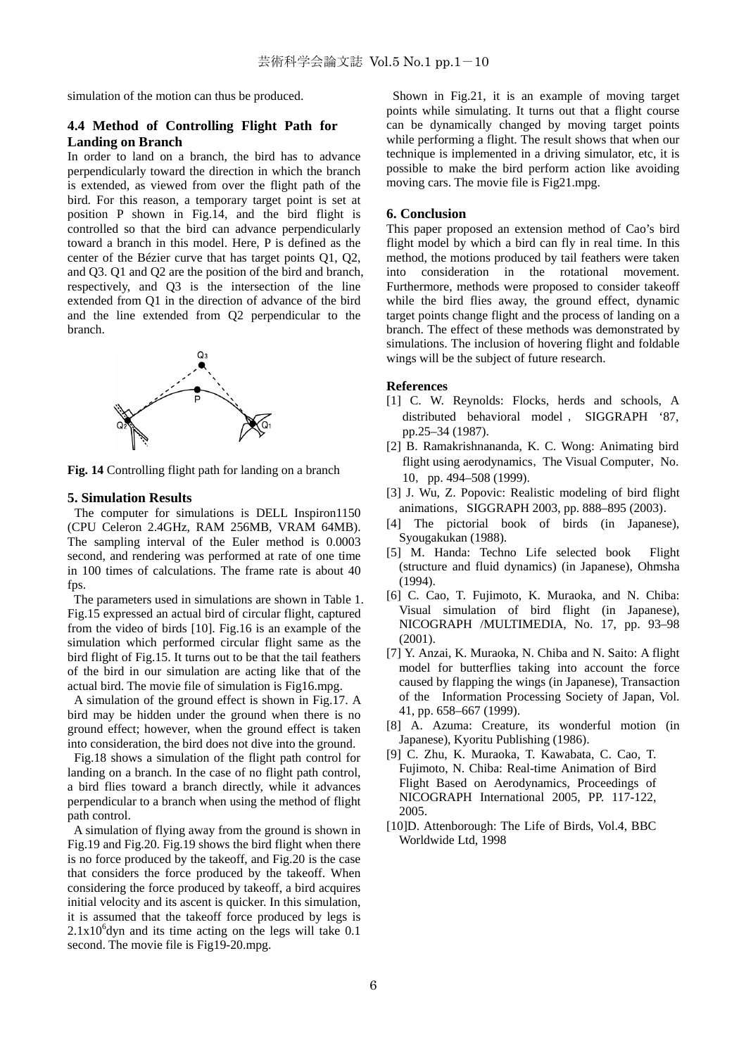simulation of the motion can thus be produced.

### 4.4 Method of Controlling Flight Path for Landing on Branch

In order to land on a branch, the bird has to advance perpendicularly toward the direction in which the branch is extended, as viewed from over the flight path of the bird. For this reason, a temporary target point is set at position P shown in Fig.14, and the bird flight is controlled so that the bird can advance perpendicularly toward a branch in this model. Here, P is defined as the center of the Bézier curve that has target points Q1, Q2, and Q3. Q1 and Q2 are the position of the bird and branch, respectively, and Q3 is the intersection of the line extended from Q1 in the direction of advance of the bird and the line extended from Q2 perpendicular to the branch.

**Fig. 14** Controlling flight path for landing on a branch

## 5. Simulation Results

The computer for simulations is DELL Inspiron1150 (CPU Celeron 2.4GHz, RAM 256MB, VRAM 64MB). The sampling interval of the Euler method is 0.0003 second, and rendering was performed at rate of one time in 100 times of calculations. The frame rate is about 40 fps.

The parameters used in simulations are shown in Table 1. Fig.15 expressed an actual bird of circular flight, captured from the video of birds [10]. Fig.16 is an example of the simulation which performed circular flight same as the bird flight of Fig.15. It turns out to be that the tail feathers of the bird in our simulation are acting like that of the actual bird. The movie file of simulation is Fig16.mpg.

A simulation of the ground effect is shown in Fig.17. A bird may be hidden under the ground when there is no ground effect; however, when the ground effect is taken into consideration, the bird does not dive into the ground.

Fig.18 shows a simulation of the flight path control for landing on a branch. In the case of no flight path control, a bird flies toward a branch directly, while it advances perpendicular to a branch when using the method of flight path control.

A simulation of flying away from the ground is shown in Fig.19 and Fig.20. Fig.19 shows the bird flight when there is no force produced by the takeoff, and Fig.20 is the case that considers the force produced by the takeoff. When considering the force produced by takeoff, a bird acquires initial velocity and its ascent is quicker. In this simulation, it is assumed that the takeoff force produced by legs is $2.1\times10^{6}$dyn and its time acting on the legs will take 0.1 second. The movie file is Fig19-20.mpg.

Shown in Fig.21, it is an example of moving target points while simulating. It turns out that a flight course can be dynamically changed by moving target points while performing a flight. The result shows that when our technique is implemented in a driving simulator, etc, it is possible to make the bird perform action like avoiding moving cars. The movie file is Fig21.mpg.

## 6. Conclusion

This paper proposed an extension method of Cao's bird flight model by which a bird can fly in real time. In this method, the motions produced by tail feathers were taken into consideration in the rotational movement. Furthermore, methods were proposed to consider takeoff while the bird flies away, the ground effect, dynamic target points change flight and the process of landing on a branch. The effect of these methods was demonstrated by simulations. The inclusion of hovering flight and foldable wings will be the subject of future research.

### References

[1] C. W. Reynolds: Flocks, herds and schools, A distributed behavioral model, SIGGRAPH '87, pp.25–34 (1987).

[2] B. Ramakrishnananda, K. C. Wong: Animating bird flight using aerodynamics, The Visual Computer, No. 10, pp. 494–508 (1999).

[3] J. Wu, Z. Popovic: Realistic modeling of bird flight animations, SIGGRAPH 2003, pp. 888–895 (2003).

[4] The pictorial book of birds (in Japanese), Syougakukan (1988).

[5] M. Handa: Techno Life selected book Flight (structure and fluid dynamics) (in Japanese), Ohmsha (1994).

[6] C. Cao, T. Fujimoto, K. Muraoka, and N. Chiba: Visual simulation of bird flight (in Japanese), NICOGRAPH /MULTIMEDIA, No. 17, pp. 93–98 (2001).

[7] Y. Anzai, K. Muraoka, N. Chiba and N. Saito: A flight model for butterflies taking into account the force caused by flapping the wings (in Japanese), Transaction of the Information Processing Society of Japan, Vol. 41, pp. 658–667 (1999).

[8] A. Azuma: Creature, its wonderful motion (in Japanese), Kyoritu Publishing (1986).

[9] C. Zhu, K. Muraoka, T. Kawabata, C. Cao, T. Fujimoto, N. Chiba: Real-time Animation of Bird Flight Based on Aerodynamics, Proceedings of NICOGRAPH International 2005, PP. 117-122, 2005.

[10] D. Attenborough: The Life of Birds, Vol.4, BBC Worldwide Ltd, 1998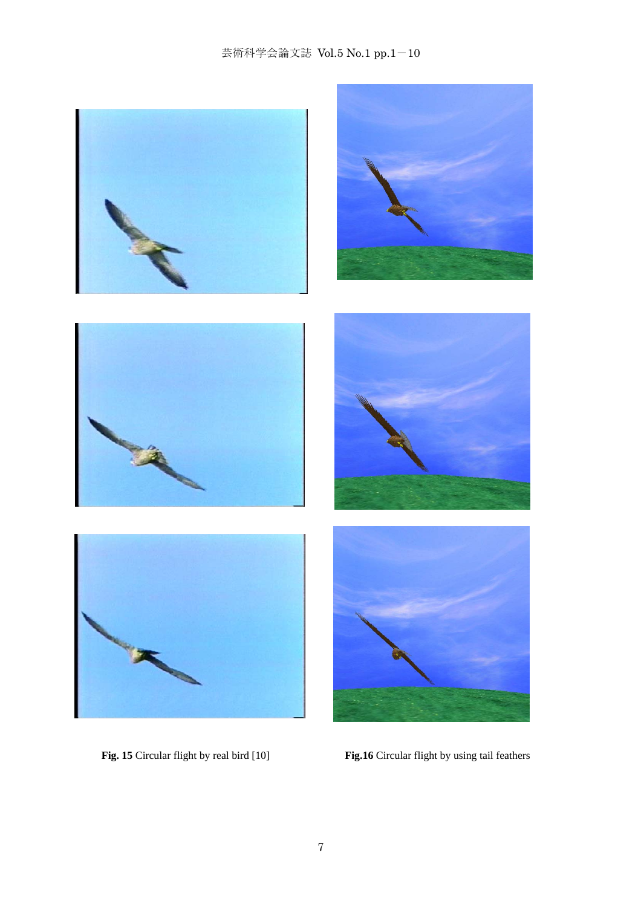**Fig. 15** Circular flight by real bird [10]

**Fig.16** Circular flight by using tail feathers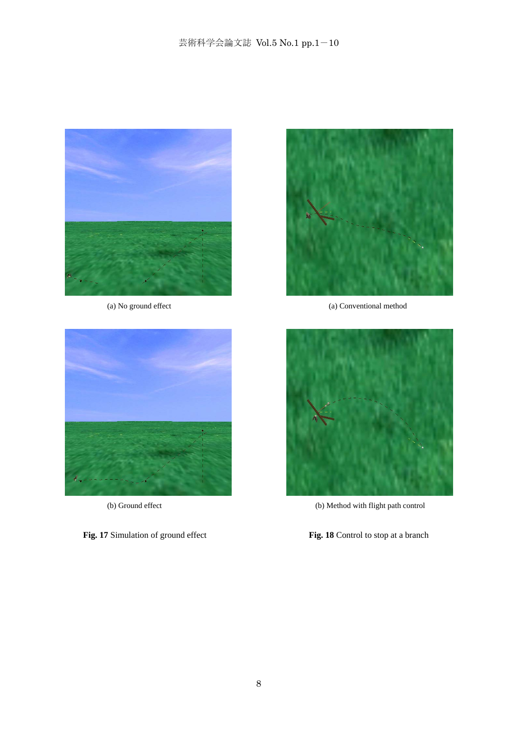(a) No ground effect

(b) Ground effect

**Fig. 17** Simulation of ground effect

(a) Conventional method

(b) Method with flight path control

**Fig. 18** Control to stop at a branch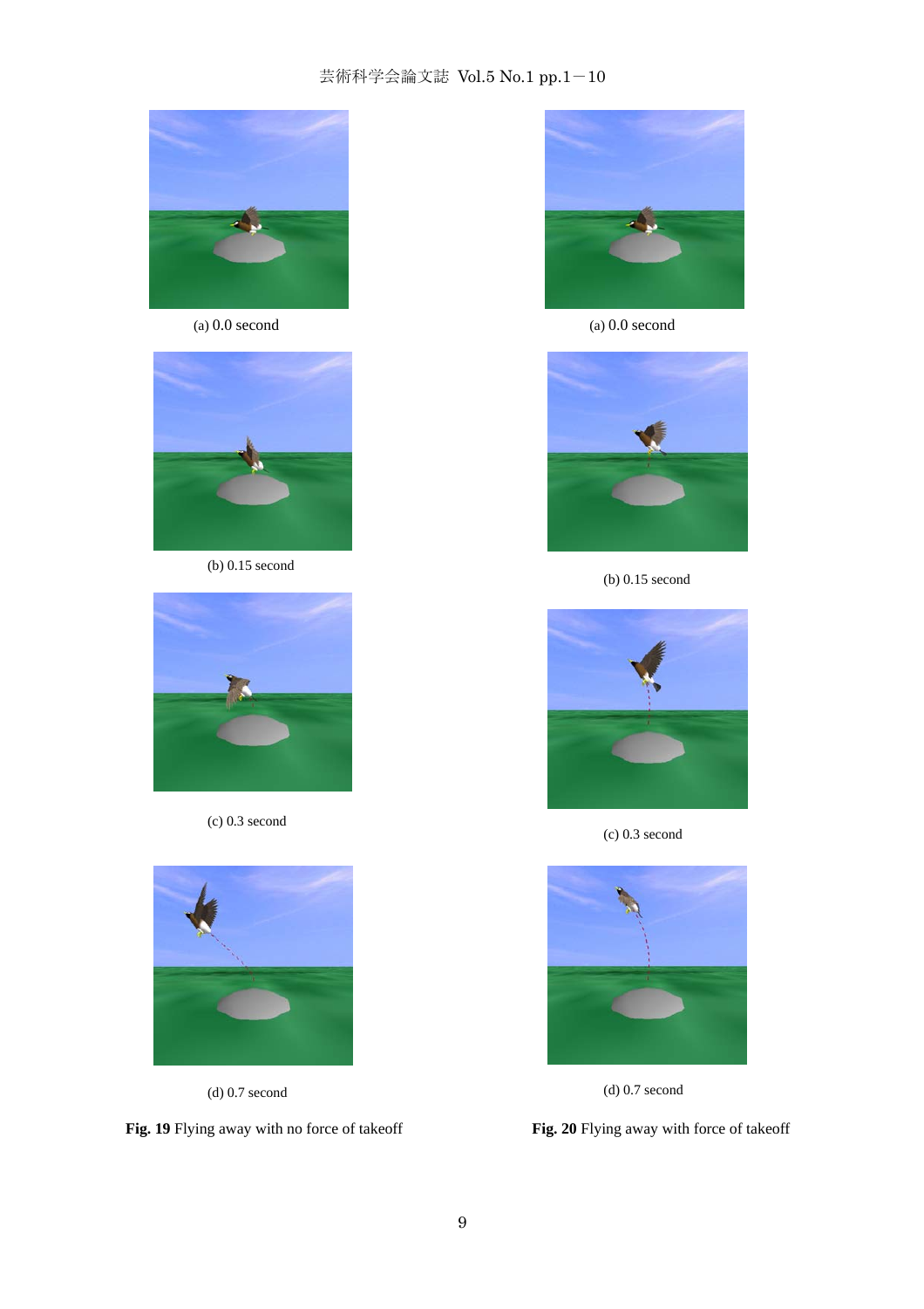(a) 0.0 second

(b) 0.15 second

(c) 0.3 second

(d) 0.7 second

**Fig. 19** Flying away with no force of takeoff

(a) 0.0 second

(b) 0.15 second

(c) 0.3 second

(d) 0.7 second

**Fig. 20** Flying away with force of takeoff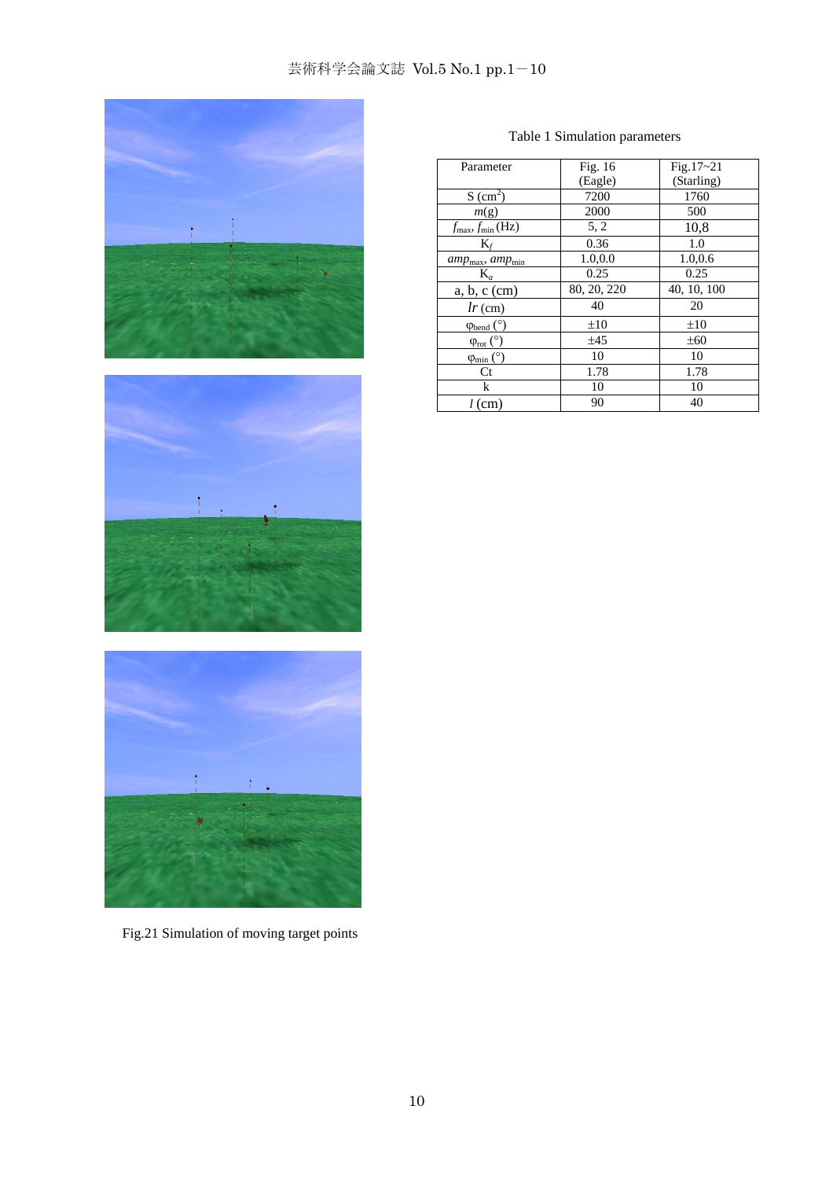Fig.21 Simulation of moving target points

Table 1 Simulation parameters

| Parameter | Fig. 16 (Eagle) | Fig.17~21 (Starling) |
|---|---|---|
| S ($cm^2$) | 7200 | 1760 |
| $m$(g) | 2000 | 500 |
| $f_{max}$, $f_{min}$ (Hz) | 5, 2 | 10,8 |
| $K_f$ | 0.36 | 1.0 |
| $amp_{max}$, $amp_{min}$ | 1.0,0.0 | 1.0,0.6 |
| $K_a$ | 0.25 | 0.25 |
| a, b, c (cm) | 80, 20, 220 | 40, 10, 100 |
| $lr$ (cm) | 40 | 20 |
| $\varphi_{bend}$ (°) | ±10 | ±10 |
| $\varphi_{rot}$ (°) | ±45 | ±60 |
| $\varphi_{min}$ (°) | 10 | 10 |
| Ct | 1.78 | 1.78 |
| k | 10 | 10 |
| $l$ (cm) | 90 | 40 |